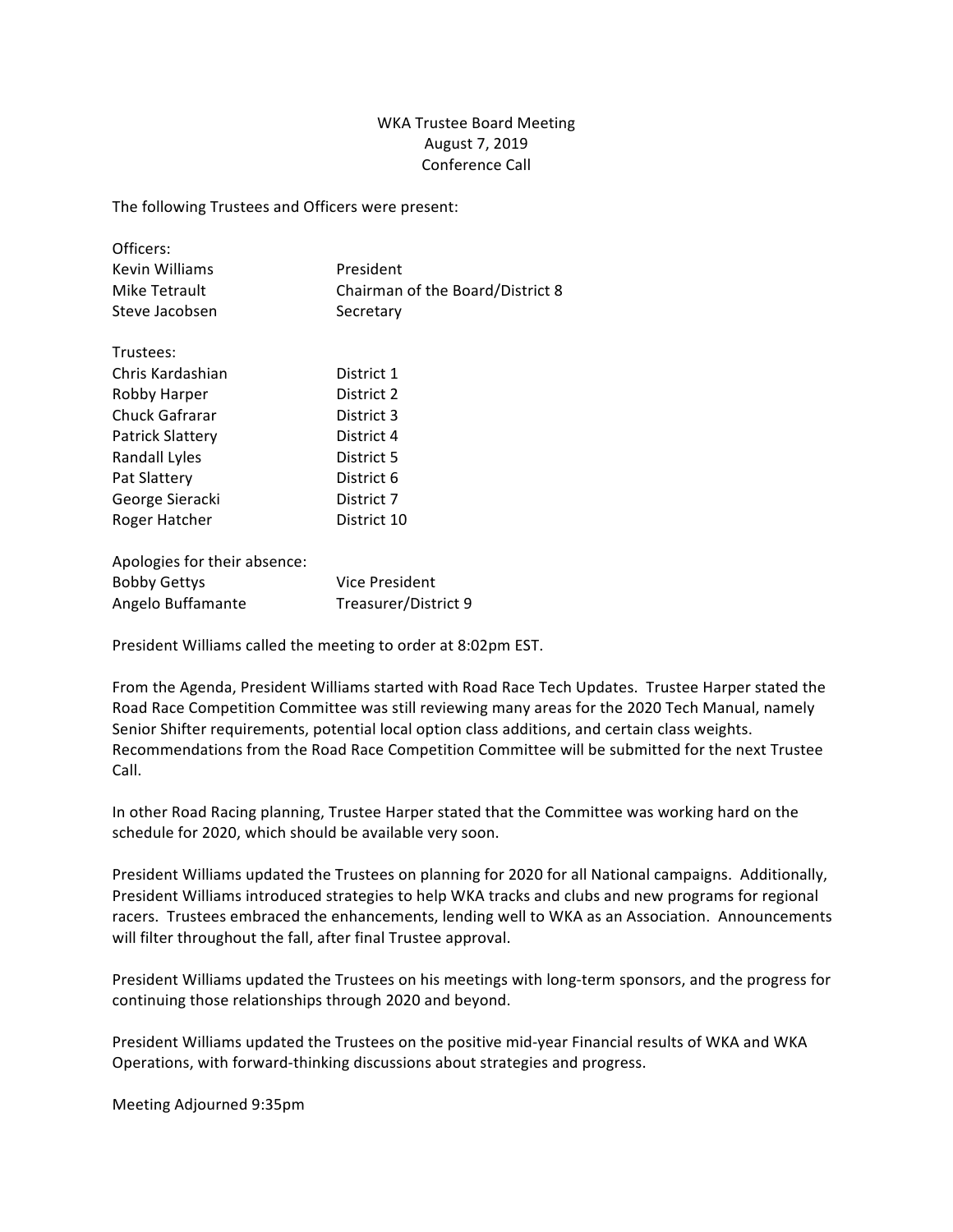WKA Trustee Board Meeting
August 7, 2019
Conference Call

The following Trustees and Officers were present:

Officers:

| | |
|---|---|
| Kevin Williams | President |
| Mike Tetrault | Chairman of the Board/District 8 |
| Steve Jacobsen | Secretary |

Trustees:

| | |
|---|---|
| Chris Kardashian | District 1 |
| Robby Harper | District 2 |
| Chuck Gafrarar | District 3 |
| Patrick Slattery | District 4 |
| Randall Lyles | District 5 |
| Pat Slattery | District 6 |
| George Sieracki | District 7 |
| Roger Hatcher | District 10 |

Apologies for their absence:

| | |
|---|---|
| Bobby Gettys | Vice President |
| Angelo Buffamante | Treasurer/District 9 |

President Williams called the meeting to order at 8:02pm EST.

From the Agenda, President Williams started with Road Race Tech Updates. Trustee Harper stated the Road Race Competition Committee was still reviewing many areas for the 2020 Tech Manual, namely Senior Shifter requirements, potential local option class additions, and certain class weights. Recommendations from the Road Race Competition Committee will be submitted for the next Trustee Call.

In other Road Racing planning, Trustee Harper stated that the Committee was working hard on the schedule for 2020, which should be available very soon.

President Williams updated the Trustees on planning for 2020 for all National campaigns. Additionally, President Williams introduced strategies to help WKA tracks and clubs and new programs for regional racers. Trustees embraced the enhancements, lending well to WKA as an Association. Announcements will filter throughout the fall, after final Trustee approval.

President Williams updated the Trustees on his meetings with long-term sponsors, and the progress for continuing those relationships through 2020 and beyond.

President Williams updated the Trustees on the positive mid-year Financial results of WKA and WKA Operations, with forward-thinking discussions about strategies and progress.

Meeting Adjourned 9:35pm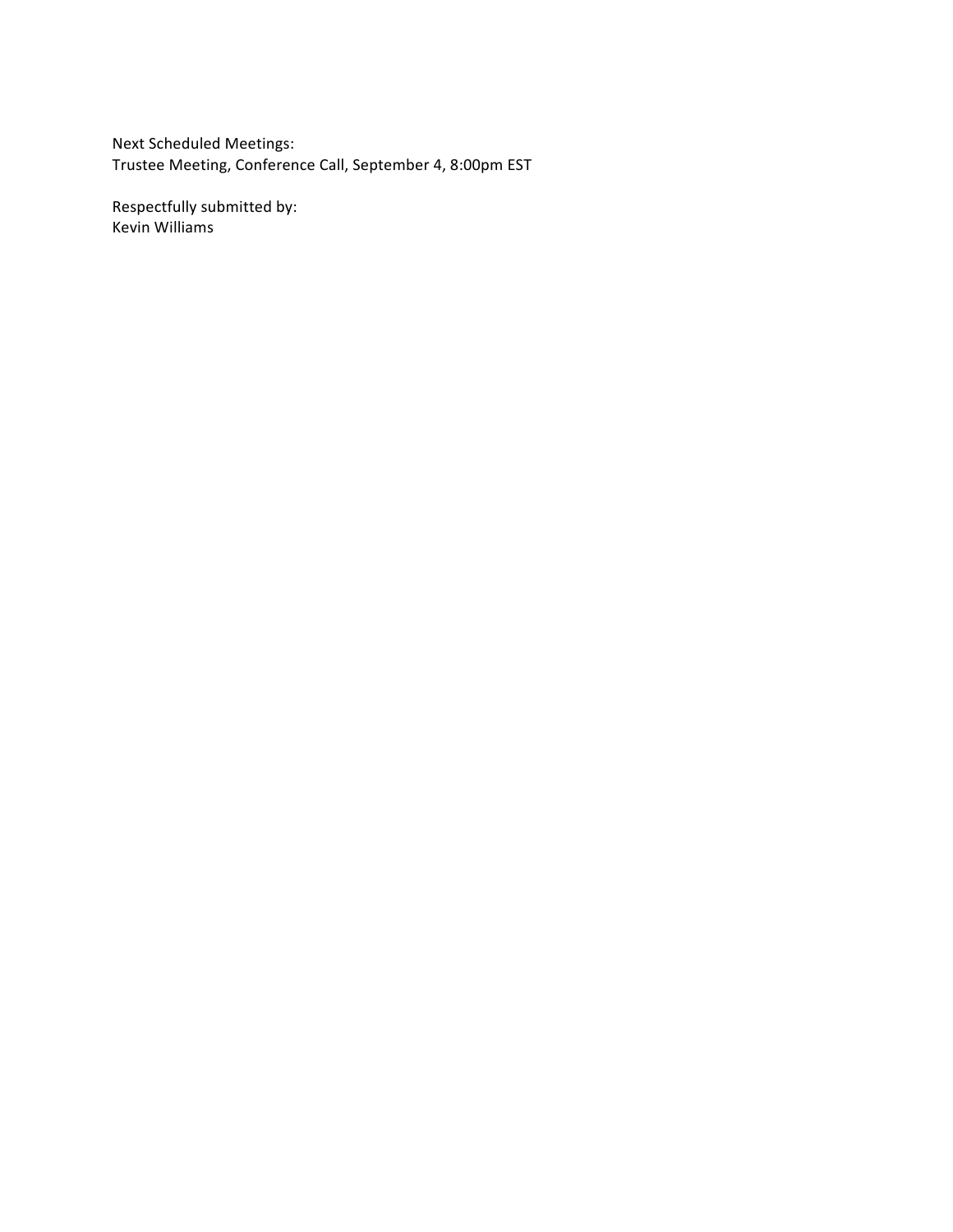Next Scheduled Meetings:
Trustee Meeting, Conference Call, September 4, 8:00pm EST

Respectfully submitted by:
Kevin Williams